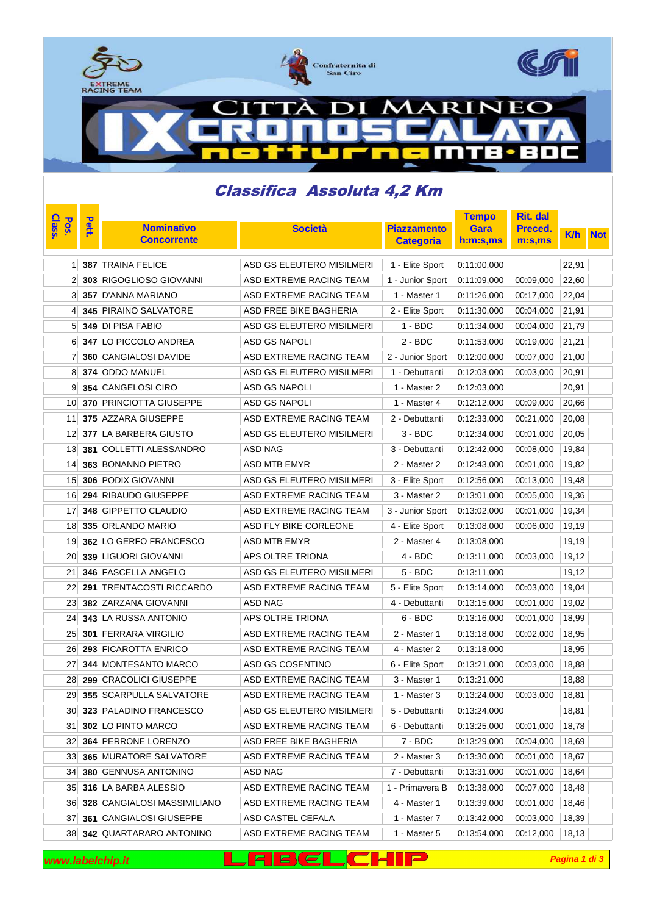# CITTÀ DI MARINEO IX CRONOSCALATA notturna MTB • BDC

## Classifica Assoluta 4,2 Km

| Pos. Class. | Pett. | Nominativo Concorrente | Società | Piazzamento Categoria | Tempo Gara h:m:s,ms | Rit. dal Preced. m:s,ms | K/h | Not |
|---|---|---|---|---|---|---|---|---|
| 1 | **387** | TRAINA FELICE | ASD GS ELEUTERO MISILMERI | 1 - Elite Sport | 0:11:00,000 | | 22,91 | |
| 2 | **303** | RIGOGLIOSO GIOVANNI | ASD EXTREME RACING TEAM | 1 - Junior Sport | 0:11:09,000 | 00:09,000 | 22,60 | |
| 3 | **357** | D'ANNA MARIANO | ASD EXTREME RACING TEAM | 1 - Master 1 | 0:11:26,000 | 00:17,000 | 22,04 | |
| 4 | **345** | PIRAINO SALVATORE | ASD FREE BIKE BAGHERIA | 2 - Elite Sport | 0:11:30,000 | 00:04,000 | 21,91 | |
| 5 | **349** | DI PISA FABIO | ASD GS ELEUTERO MISILMERI | 1 - BDC | 0:11:34,000 | 00:04,000 | 21,79 | |
| 6 | **347** | LO PICCOLO ANDREA | ASD GS NAPOLI | 2 - BDC | 0:11:53,000 | 00:19,000 | 21,21 | |
| 7 | **360** | CANGIALOSI DAVIDE | ASD EXTREME RACING TEAM | 2 - Junior Sport | 0:12:00,000 | 00:07,000 | 21,00 | |
| 8 | **374** | ODDO MANUEL | ASD GS ELEUTERO MISILMERI | 1 - Debuttanti | 0:12:03,000 | 00:03,000 | 20,91 | |
| 9 | **354** | CANGELOSI CIRO | ASD GS NAPOLI | 1 - Master 2 | 0:12:03,000 | | 20,91 | |
| 10 | **370** | PRINCIOTTA GIUSEPPE | ASD GS NAPOLI | 1 - Master 4 | 0:12:12,000 | 00:09,000 | 20,66 | |
| 11 | **375** | AZZARA GIUSEPPE | ASD EXTREME RACING TEAM | 2 - Debuttanti | 0:12:33,000 | 00:21,000 | 20,08 | |
| 12 | **377** | LA BARBERA GIUSTO | ASD GS ELEUTERO MISILMERI | 3 - BDC | 0:12:34,000 | 00:01,000 | 20,05 | |
| 13 | **381** | COLLETTI ALESSANDRO | ASD NAG | 3 - Debuttanti | 0:12:42,000 | 00:08,000 | 19,84 | |
| 14 | **363** | BONANNO PIETRO | ASD MTB EMYR | 2 - Master 2 | 0:12:43,000 | 00:01,000 | 19,82 | |
| 15 | **306** | PODIX GIOVANNI | ASD GS ELEUTERO MISILMERI | 3 - Elite Sport | 0:12:56,000 | 00:13,000 | 19,48 | |
| 16 | **294** | RIBAUDO GIUSEPPE | ASD EXTREME RACING TEAM | 3 - Master 2 | 0:13:01,000 | 00:05,000 | 19,36 | |
| 17 | **348** | GIPPETTO CLAUDIO | ASD EXTREME RACING TEAM | 3 - Junior Sport | 0:13:02,000 | 00:01,000 | 19,34 | |
| 18 | **335** | ORLANDO MARIO | ASD FLY BIKE CORLEONE | 4 - Elite Sport | 0:13:08,000 | 00:06,000 | 19,19 | |
| 19 | **362** | LO GERFO FRANCESCO | ASD MTB EMYR | 2 - Master 4 | 0:13:08,000 | | 19,19 | |
| 20 | **339** | LIGUORI GIOVANNI | APS OLTRE TRIONA | 4 - BDC | 0:13:11,000 | 00:03,000 | 19,12 | |
| 21 | **346** | FASCELLA ANGELO | ASD GS ELEUTERO MISILMERI | 5 - BDC | 0:13:11,000 | | 19,12 | |
| 22 | **291** | TRENTACOSTI RICCARDO | ASD EXTREME RACING TEAM | 5 - Elite Sport | 0:13:14,000 | 00:03,000 | 19,04 | |
| 23 | **382** | ZARZANA GIOVANNI | ASD NAG | 4 - Debuttanti | 0:13:15,000 | 00:01,000 | 19,02 | |
| 24 | **343** | LA RUSSA ANTONIO | APS OLTRE TRIONA | 6 - BDC | 0:13:16,000 | 00:01,000 | 18,99 | |
| 25 | **301** | FERRARA VIRGILIO | ASD EXTREME RACING TEAM | 2 - Master 1 | 0:13:18,000 | 00:02,000 | 18,95 | |
| 26 | **293** | FICAROTTA ENRICO | ASD EXTREME RACING TEAM | 4 - Master 2 | 0:13:18,000 | | 18,95 | |
| 27 | **344** | MONTESANTO MARCO | ASD GS COSENTINO | 6 - Elite Sport | 0:13:21,000 | 00:03,000 | 18,88 | |
| 28 | **299** | CRACOLICI GIUSEPPE | ASD EXTREME RACING TEAM | 3 - Master 1 | 0:13:21,000 | | 18,88 | |
| 29 | **355** | SCARPULLA SALVATORE | ASD EXTREME RACING TEAM | 1 - Master 3 | 0:13:24,000 | 00:03,000 | 18,81 | |
| 30 | **323** | PALADINO FRANCESCO | ASD GS ELEUTERO MISILMERI | 5 - Debuttanti | 0:13:24,000 | | 18,81 | |
| 31 | **302** | LO PINTO MARCO | ASD EXTREME RACING TEAM | 6 - Debuttanti | 0:13:25,000 | 00:01,000 | 18,78 | |
| 32 | **364** | PERRONE LORENZO | ASD FREE BIKE BAGHERIA | 7 - BDC | 0:13:29,000 | 00:04,000 | 18,69 | |
| 33 | **365** | MURATORE SALVATORE | ASD EXTREME RACING TEAM | 2 - Master 3 | 0:13:30,000 | 00:01,000 | 18,67 | |
| 34 | **380** | GENNUSA ANTONINO | ASD NAG | 7 - Debuttanti | 0:13:31,000 | 00:01,000 | 18,64 | |
| 35 | **316** | LA BARBA ALESSIO | ASD EXTREME RACING TEAM | 1 - Primavera B | 0:13:38,000 | 00:07,000 | 18,48 | |
| 36 | **328** | CANGIALOSI MASSIMILIANO | ASD EXTREME RACING TEAM | 4 - Master 1 | 0:13:39,000 | 00:01,000 | 18,46 | |
| 37 | **361** | CANGIALOSI GIUSEPPE | ASD CASTEL CEFALA | 1 - Master 7 | 0:13:42,000 | 00:03,000 | 18,39 | |
| 38 | **342** | QUARTARARO ANTONINO | ASD EXTREME RACING TEAM | 1 - Master 5 | 0:13:54,000 | 00:12,000 | 18,13 | |

www.labelchip.it LABELCHIP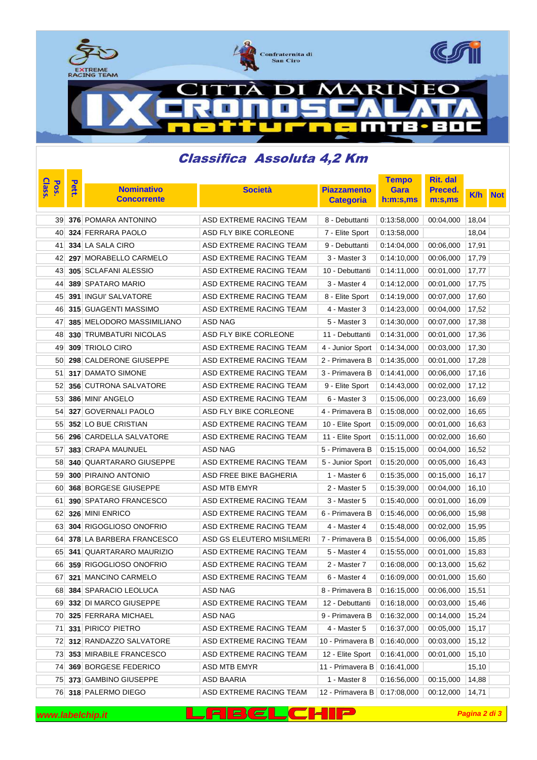# CITTÀ DI MARINEO IX CRONOSCALATA notturna MTB • BDC

## Classifica Assoluta 4,2 Km

| Pos. Class. | Pett. | Nominativo Concorrente | Società | Piazzamento Categoria | Tempo Gara h:m:s,ms | Rit. dal Preced. m:s,ms | K/h | Not |
|---|---|---|---|---|---|---|---|---|
| 39 | **376** | POMARA ANTONINO | ASD EXTREME RACING TEAM | 8 - Debuttanti | 0:13:58,000 | 00:04,000 | 18,04 | |
| 40 | **324** | FERRARA PAOLO | ASD FLY BIKE CORLEONE | 7 - Elite Sport | 0:13:58,000 | | 18,04 | |
| 41 | **334** | LA SALA CIRO | ASD EXTREME RACING TEAM | 9 - Debuttanti | 0:14:04,000 | 00:06,000 | 17,91 | |
| 42 | **297** | MORABELLO CARMELO | ASD EXTREME RACING TEAM | 3 - Master 3 | 0:14:10,000 | 00:06,000 | 17,79 | |
| 43 | **305** | SCLAFANI ALESSIO | ASD EXTREME RACING TEAM | 10 - Debuttanti | 0:14:11,000 | 00:01,000 | 17,77 | |
| 44 | **389** | SPATARO MARIO | ASD EXTREME RACING TEAM | 3 - Master 4 | 0:14:12,000 | 00:01,000 | 17,75 | |
| 45 | **391** | INGUI' SALVATORE | ASD EXTREME RACING TEAM | 8 - Elite Sport | 0:14:19,000 | 00:07,000 | 17,60 | |
| 46 | **315** | GUAGENTI MASSIMO | ASD EXTREME RACING TEAM | 4 - Master 3 | 0:14:23,000 | 00:04,000 | 17,52 | |
| 47 | **385** | MELODORO MASSIMILIANO | ASD NAG | 5 - Master 3 | 0:14:30,000 | 00:07,000 | 17,38 | |
| 48 | **330** | TRUMBATURI NICOLAS | ASD FLY BIKE CORLEONE | 11 - Debuttanti | 0:14:31,000 | 00:01,000 | 17,36 | |
| 49 | **309** | TRIOLO CIRO | ASD EXTREME RACING TEAM | 4 - Junior Sport | 0:14:34,000 | 00:03,000 | 17,30 | |
| 50 | **298** | CALDERONE GIUSEPPE | ASD EXTREME RACING TEAM | 2 - Primavera B | 0:14:35,000 | 00:01,000 | 17,28 | |
| 51 | **317** | DAMATO SIMONE | ASD EXTREME RACING TEAM | 3 - Primavera B | 0:14:41,000 | 00:06,000 | 17,16 | |
| 52 | **356** | CUTRONA SALVATORE | ASD EXTREME RACING TEAM | 9 - Elite Sport | 0:14:43,000 | 00:02,000 | 17,12 | |
| 53 | **386** | MINI' ANGELO | ASD EXTREME RACING TEAM | 6 - Master 3 | 0:15:06,000 | 00:23,000 | 16,69 | |
| 54 | **327** | GOVERNALI PAOLO | ASD FLY BIKE CORLEONE | 4 - Primavera B | 0:15:08,000 | 00:02,000 | 16,65 | |
| 55 | **352** | LO BUE CRISTIAN | ASD EXTREME RACING TEAM | 10 - Elite Sport | 0:15:09,000 | 00:01,000 | 16,63 | |
| 56 | **296** | CARDELLA SALVATORE | ASD EXTREME RACING TEAM | 11 - Elite Sport | 0:15:11,000 | 00:02,000 | 16,60 | |
| 57 | **383** | CRAPA MAUNUEL | ASD NAG | 5 - Primavera B | 0:15:15,000 | 00:04,000 | 16,52 | |
| 58 | **340** | QUARTARARO GIUSEPPE | ASD EXTREME RACING TEAM | 5 - Junior Sport | 0:15:20,000 | 00:05,000 | 16,43 | |
| 59 | **300** | PIRAINO ANTONIO | ASD FREE BIKE BAGHERIA | 1 - Master 6 | 0:15:35,000 | 00:15,000 | 16,17 | |
| 60 | **368** | BORGESE GIUSEPPE | ASD MTB EMYR | 2 - Master 5 | 0:15:39,000 | 00:04,000 | 16,10 | |
| 61 | **390** | SPATARO FRANCESCO | ASD EXTREME RACING TEAM | 3 - Master 5 | 0:15:40,000 | 00:01,000 | 16,09 | |
| 62 | **326** | MINI ENRICO | ASD EXTREME RACING TEAM | 6 - Primavera B | 0:15:46,000 | 00:06,000 | 15,98 | |
| 63 | **304** | RIGOGLIOSO ONOFRIO | ASD EXTREME RACING TEAM | 4 - Master 4 | 0:15:48,000 | 00:02,000 | 15,95 | |
| 64 | **378** | LA BARBERA FRANCESCO | ASD GS ELEUTERO MISILMERI | 7 - Primavera B | 0:15:54,000 | 00:06,000 | 15,85 | |
| 65 | **341** | QUARTARARO MAURIZIO | ASD EXTREME RACING TEAM | 5 - Master 4 | 0:15:55,000 | 00:01,000 | 15,83 | |
| 66 | **359** | RIGOGLIOSO ONOFRIO | ASD EXTREME RACING TEAM | 2 - Master 7 | 0:16:08,000 | 00:13,000 | 15,62 | |
| 67 | **321** | MANCINO CARMELO | ASD EXTREME RACING TEAM | 6 - Master 4 | 0:16:09,000 | 00:01,000 | 15,60 | |
| 68 | **384** | SPARACIO LEOLUCA | ASD NAG | 8 - Primavera B | 0:16:15,000 | 00:06,000 | 15,51 | |
| 69 | **332** | DI MARCO GIUSEPPE | ASD EXTREME RACING TEAM | 12 - Debuttanti | 0:16:18,000 | 00:03,000 | 15,46 | |
| 70 | **325** | FERRARA MICHAEL | ASD NAG | 9 - Primavera B | 0:16:32,000 | 00:14,000 | 15,24 | |
| 71 | **331** | PIRICO' PIETRO | ASD EXTREME RACING TEAM | 4 - Master 5 | 0:16:37,000 | 00:05,000 | 15,17 | |
| 72 | **312** | RANDAZZO SALVATORE | ASD EXTREME RACING TEAM | 10 - Primavera B | 0:16:40,000 | 00:03,000 | 15,12 | |
| 73 | **353** | MIRABILE FRANCESCO | ASD EXTREME RACING TEAM | 12 - Elite Sport | 0:16:41,000 | 00:01,000 | 15,10 | |
| 74 | **369** | BORGESE FEDERICO | ASD MTB EMYR | 11 - Primavera B | 0:16:41,000 | | 15,10 | |
| 75 | **373** | GAMBINO GIUSEPPE | ASD BAARIA | 1 - Master 8 | 0:16:56,000 | 00:15,000 | 14,88 | |
| 76 | **318** | PALERMO DIEGO | ASD EXTREME RACING TEAM | 12 - Primavera B | 0:17:08,000 | 00:12,000 | 14,71 | |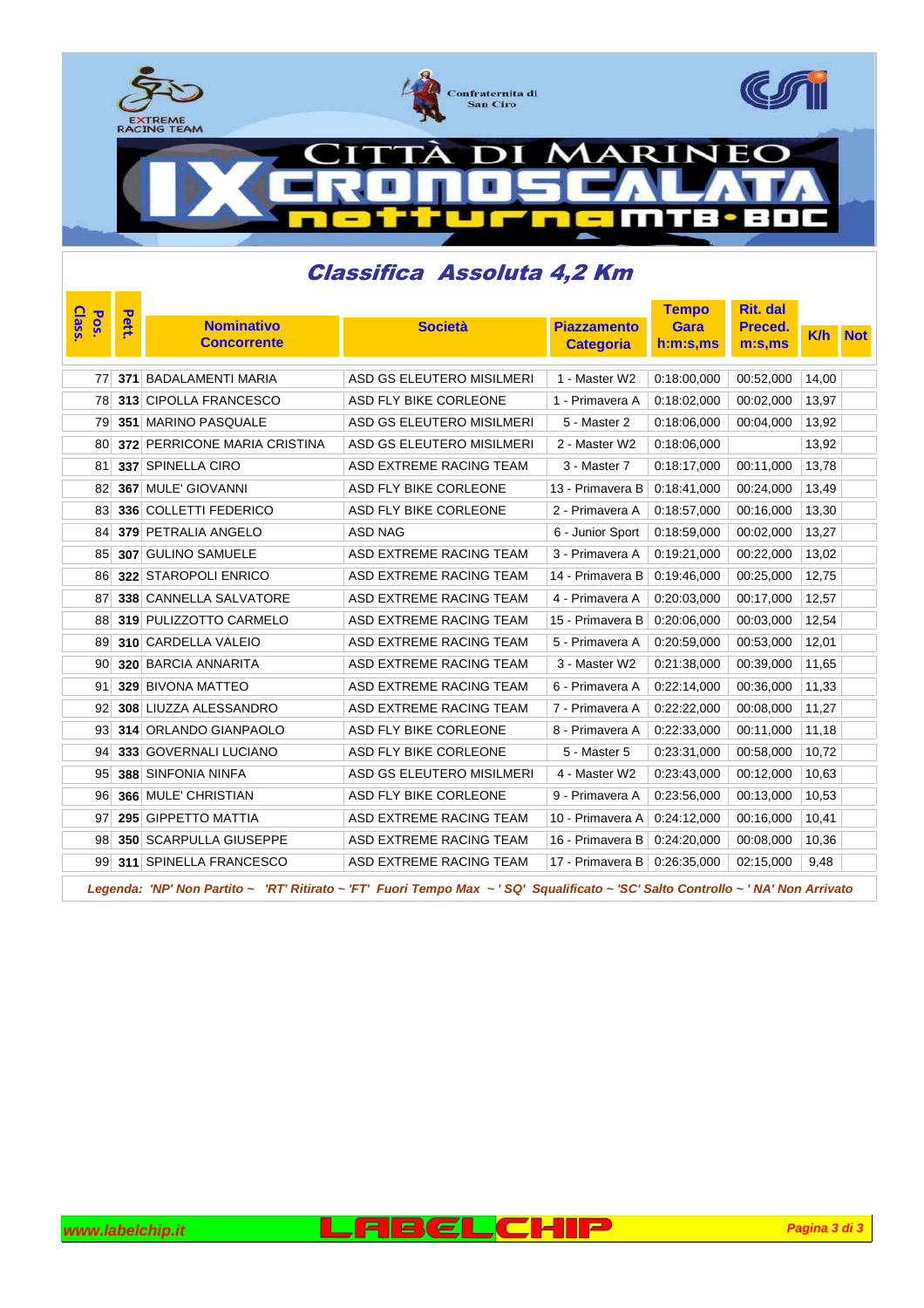CITTÀ DI MARINEO

IX CRONOSCALATA notturna MTB • BDC

## Classifica Assoluta 4,2 Km

| Pos. Class. | Pett. | Nominativo Concorrente | Società | Piazzamento Categoria | Tempo Gara h:m:s,ms | Rit. dal Preced. m:s,ms | K/h | Not |
|---|---|---|---|---|---|---|---|---|
| 77 | **371** | BADALAMENTI MARIA | ASD GS ELEUTERO MISILMERI | 1 - Master W2 | 0:18:00,000 | 00:52,000 | 14,00 | |
| 78 | **313** | CIPOLLA FRANCESCO | ASD FLY BIKE CORLEONE | 1 - Primavera A | 0:18:02,000 | 00:02,000 | 13,97 | |
| 79 | **351** | MARINO PASQUALE | ASD GS ELEUTERO MISILMERI | 5 - Master 2 | 0:18:06,000 | 00:04,000 | 13,92 | |
| 80 | **372** | PERRICONE MARIA CRISTINA | ASD GS ELEUTERO MISILMERI | 2 - Master W2 | 0:18:06,000 | | 13,92 | |
| 81 | **337** | SPINELLA CIRO | ASD EXTREME RACING TEAM | 3 - Master 7 | 0:18:17,000 | 00:11,000 | 13,78 | |
| 82 | **367** | MULE' GIOVANNI | ASD FLY BIKE CORLEONE | 13 - Primavera B | 0:18:41,000 | 00:24,000 | 13,49 | |
| 83 | **336** | COLLETTI FEDERICO | ASD FLY BIKE CORLEONE | 2 - Primavera A | 0:18:57,000 | 00:16,000 | 13,30 | |
| 84 | **379** | PETRALIA ANGELO | ASD NAG | 6 - Junior Sport | 0:18:59,000 | 00:02,000 | 13,27 | |
| 85 | **307** | GULINO SAMUELE | ASD EXTREME RACING TEAM | 3 - Primavera A | 0:19:21,000 | 00:22,000 | 13,02 | |
| 86 | **322** | STAROPOLI ENRICO | ASD EXTREME RACING TEAM | 14 - Primavera B | 0:19:46,000 | 00:25,000 | 12,75 | |
| 87 | **338** | CANNELLA SALVATORE | ASD EXTREME RACING TEAM | 4 - Primavera A | 0:20:03,000 | 00:17,000 | 12,57 | |
| 88 | **319** | PULIZZOTTO CARMELO | ASD EXTREME RACING TEAM | 15 - Primavera B | 0:20:06,000 | 00:03,000 | 12,54 | |
| 89 | **310** | CARDELLA VALEIO | ASD EXTREME RACING TEAM | 5 - Primavera A | 0:20:59,000 | 00:53,000 | 12,01 | |
| 90 | **320** | BARCIA ANNARITA | ASD EXTREME RACING TEAM | 3 - Master W2 | 0:21:38,000 | 00:39,000 | 11,65 | |
| 91 | **329** | BIVONA MATTEO | ASD EXTREME RACING TEAM | 6 - Primavera A | 0:22:14,000 | 00:36,000 | 11,33 | |
| 92 | **308** | LIUZZA ALESSANDRO | ASD EXTREME RACING TEAM | 7 - Primavera A | 0:22:22,000 | 00:08,000 | 11,27 | |
| 93 | **314** | ORLANDO GIANPAOLO | ASD FLY BIKE CORLEONE | 8 - Primavera A | 0:22:33,000 | 00:11,000 | 11,18 | |
| 94 | **333** | GOVERNALI LUCIANO | ASD FLY BIKE CORLEONE | 5 - Master 5 | 0:23:31,000 | 00:58,000 | 10,72 | |
| 95 | **388** | SINFONIA NINFA | ASD GS ELEUTERO MISILMERI | 4 - Master W2 | 0:23:43,000 | 00:12,000 | 10,63 | |
| 96 | **366** | MULE' CHRISTIAN | ASD FLY BIKE CORLEONE | 9 - Primavera A | 0:23:56,000 | 00:13,000 | 10,53 | |
| 97 | **295** | GIPPETTO MATTIA | ASD EXTREME RACING TEAM | 10 - Primavera A | 0:24:12,000 | 00:16,000 | 10,41 | |
| 98 | **350** | SCARPULLA GIUSEPPE | ASD EXTREME RACING TEAM | 16 - Primavera B | 0:24:20,000 | 00:08,000 | 10,36 | |
| 99 | **311** | SPINELLA FRANCESCO | ASD EXTREME RACING TEAM | 17 - Primavera B | 0:26:35,000 | 02:15,000 | 9,48 | |

*Legenda: 'NP' Non Partito ~ 'RT' Ritirato ~ 'FT' Fuori Tempo Max ~ ' SQ' Squalificato ~ 'SC' Salto Controllo ~ ' NA' Non Arrivato*

www.labelchip.it LABELCHIP